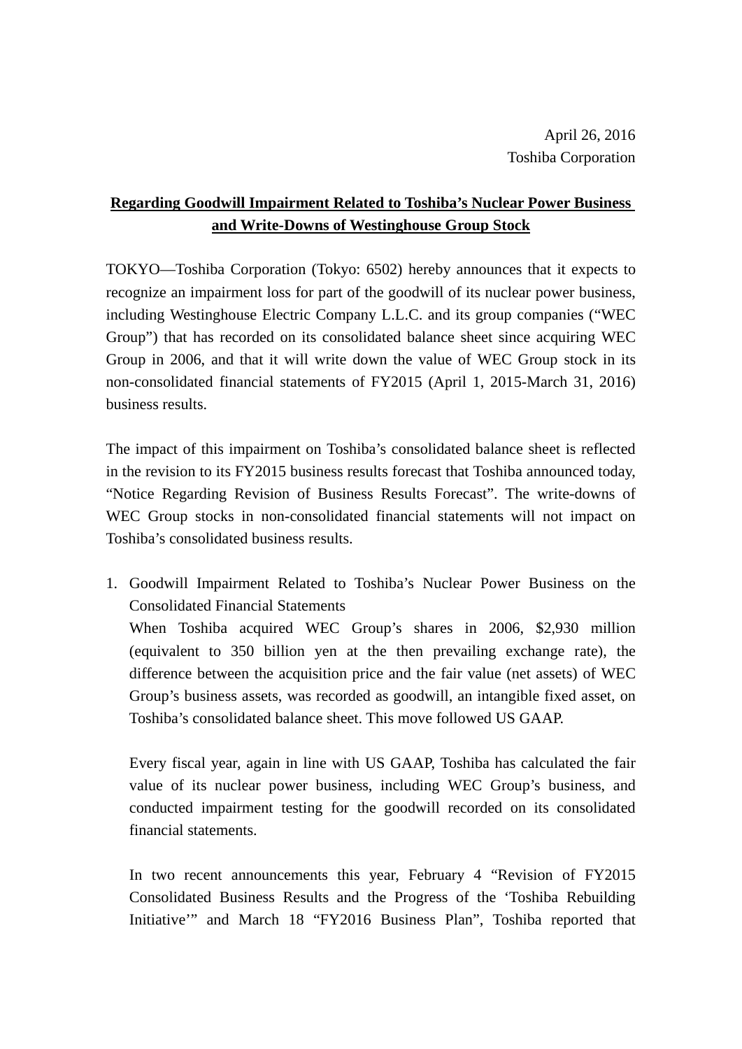April 26, 2016
Toshiba Corporation

**Regarding Goodwill Impairment Related to Toshiba's Nuclear Power Business and Write-Downs of Westinghouse Group Stock**

TOKYO—Toshiba Corporation (Tokyo: 6502) hereby announces that it expects to recognize an impairment loss for part of the goodwill of its nuclear power business, including Westinghouse Electric Company L.L.C. and its group companies ("WEC Group") that has recorded on its consolidated balance sheet since acquiring WEC Group in 2006, and that it will write down the value of WEC Group stock in its non-consolidated financial statements of FY2015 (April 1, 2015-March 31, 2016) business results.

The impact of this impairment on Toshiba's consolidated balance sheet is reflected in the revision to its FY2015 business results forecast that Toshiba announced today, "Notice Regarding Revision of Business Results Forecast". The write-downs of WEC Group stocks in non-consolidated financial statements will not impact on Toshiba's consolidated business results.

1. Goodwill Impairment Related to Toshiba's Nuclear Power Business on the Consolidated Financial Statements

   When Toshiba acquired WEC Group's shares in 2006, $2,930 million (equivalent to 350 billion yen at the then prevailing exchange rate), the difference between the acquisition price and the fair value (net assets) of WEC Group's business assets, was recorded as goodwill, an intangible fixed asset, on Toshiba's consolidated balance sheet. This move followed US GAAP.

   Every fiscal year, again in line with US GAAP, Toshiba has calculated the fair value of its nuclear power business, including WEC Group's business, and conducted impairment testing for the goodwill recorded on its consolidated financial statements.

   In two recent announcements this year, February 4 "Revision of FY2015 Consolidated Business Results and the Progress of the 'Toshiba Rebuilding Initiative'" and March 18 "FY2016 Business Plan", Toshiba reported that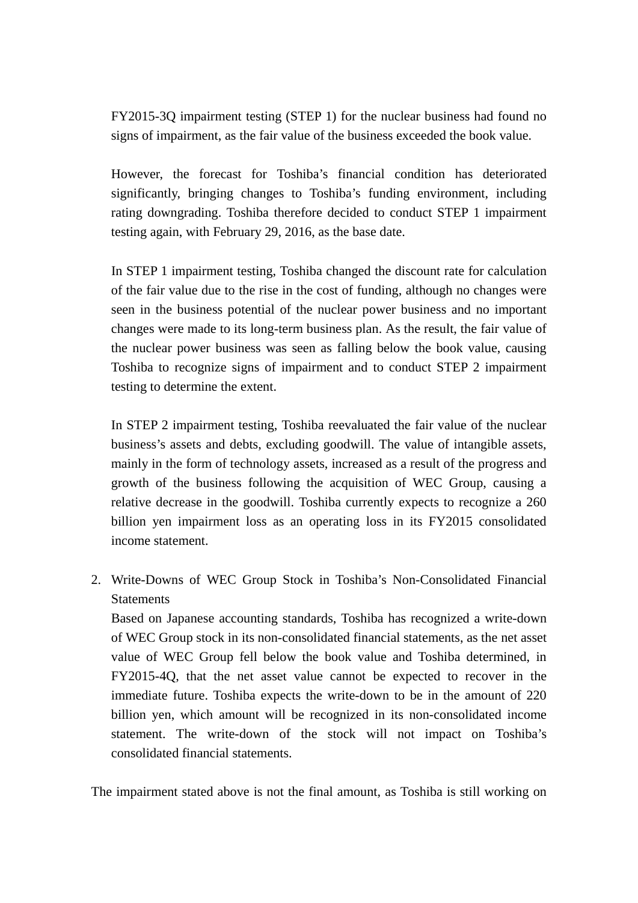FY2015-3Q impairment testing (STEP 1) for the nuclear business had found no signs of impairment, as the fair value of the business exceeded the book value.

However, the forecast for Toshiba's financial condition has deteriorated significantly, bringing changes to Toshiba's funding environment, including rating downgrading. Toshiba therefore decided to conduct STEP 1 impairment testing again, with February 29, 2016, as the base date.

In STEP 1 impairment testing, Toshiba changed the discount rate for calculation of the fair value due to the rise in the cost of funding, although no changes were seen in the business potential of the nuclear power business and no important changes were made to its long-term business plan. As the result, the fair value of the nuclear power business was seen as falling below the book value, causing Toshiba to recognize signs of impairment and to conduct STEP 2 impairment testing to determine the extent.

In STEP 2 impairment testing, Toshiba reevaluated the fair value of the nuclear business's assets and debts, excluding goodwill. The value of intangible assets, mainly in the form of technology assets, increased as a result of the progress and growth of the business following the acquisition of WEC Group, causing a relative decrease in the goodwill. Toshiba currently expects to recognize a 260 billion yen impairment loss as an operating loss in its FY2015 consolidated income statement.

2. Write-Downs of WEC Group Stock in Toshiba's Non-Consolidated Financial Statements
   Based on Japanese accounting standards, Toshiba has recognized a write-down of WEC Group stock in its non-consolidated financial statements, as the net asset value of WEC Group fell below the book value and Toshiba determined, in FY2015-4Q, that the net asset value cannot be expected to recover in the immediate future. Toshiba expects the write-down to be in the amount of 220 billion yen, which amount will be recognized in its non-consolidated income statement. The write-down of the stock will not impact on Toshiba's consolidated financial statements.

The impairment stated above is not the final amount, as Toshiba is still working on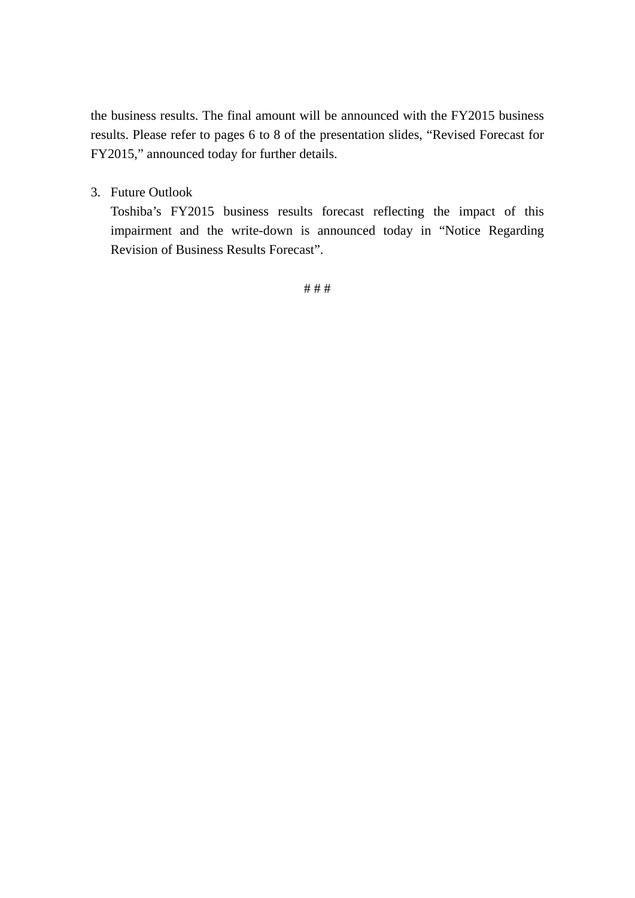the business results. The final amount will be announced with the FY2015 business results. Please refer to pages 6 to 8 of the presentation slides, “Revised Forecast for FY2015,” announced today for further details.

3. Future Outlook

   Toshiba’s FY2015 business results forecast reflecting the impact of this impairment and the write-down is announced today in “Notice Regarding Revision of Business Results Forecast”.

# # #